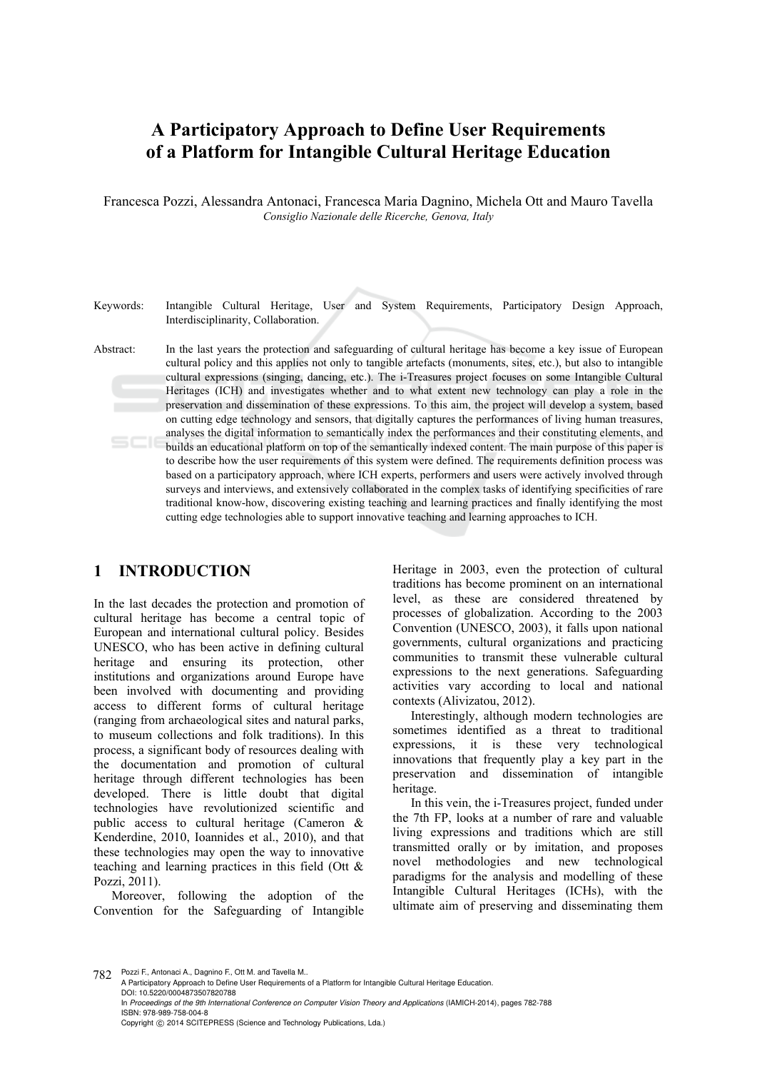# A Participatory Approach to Define User Requirements of a Platform for Intangible Cultural Heritage Education

Francesca Pozzi, Alessandra Antonaci, Francesca Maria Dagnino, Michela Ott and Mauro Tavella

*Consiglio Nazionale delle Ricerche, Genova, Italy*

Keywords: Intangible Cultural Heritage, User and System Requirements, Participatory Design Approach, Interdisciplinarity, Collaboration.

Abstract: In the last years the protection and safeguarding of cultural heritage has become a key issue of European cultural policy and this applies not only to tangible artefacts (monuments, sites, etc.), but also to intangible cultural expressions (singing, dancing, etc.). The i-Treasures project focuses on some Intangible Cultural Heritages (ICH) and investigates whether and to what extent new technology can play a role in the preservation and dissemination of these expressions. To this aim, the project will develop a system, based on cutting edge technology and sensors, that digitally captures the performances of living human treasures, analyses the digital information to semantically index the performances and their constituting elements, and builds an educational platform on top of the semantically indexed content. The main purpose of this paper is to describe how the user requirements of this system were defined. The requirements definition process was based on a participatory approach, where ICH experts, performers and users were actively involved through surveys and interviews, and extensively collaborated in the complex tasks of identifying specificities of rare traditional know-how, discovering existing teaching and learning practices and finally identifying the most cutting edge technologies able to support innovative teaching and learning approaches to ICH.

## 1 INTRODUCTION

In the last decades the protection and promotion of cultural heritage has become a central topic of European and international cultural policy. Besides UNESCO, who has been active in defining cultural heritage and ensuring its protection, other institutions and organizations around Europe have been involved with documenting and providing access to different forms of cultural heritage (ranging from archaeological sites and natural parks, to museum collections and folk traditions). In this process, a significant body of resources dealing with the documentation and promotion of cultural heritage through different technologies has been developed. There is little doubt that digital technologies have revolutionized scientific and public access to cultural heritage (Cameron & Kenderdine, 2010, Ioannides et al., 2010), and that these technologies may open the way to innovative teaching and learning practices in this field (Ott & Pozzi, 2011).

Moreover, following the adoption of the Convention for the Safeguarding of Intangible Heritage in 2003, even the protection of cultural traditions has become prominent on an international level, as these are considered threatened by processes of globalization. According to the 2003 Convention (UNESCO, 2003), it falls upon national governments, cultural organizations and practicing communities to transmit these vulnerable cultural expressions to the next generations. Safeguarding activities vary according to local and national contexts (Alivizatou, 2012).

Interestingly, although modern technologies are sometimes identified as a threat to traditional expressions, it is these very technological innovations that frequently play a key part in the preservation and dissemination of intangible heritage.

In this vein, the i-Treasures project, funded under the 7th FP, looks at a number of rare and valuable living expressions and traditions which are still transmitted orally or by imitation, and proposes novel methodologies and new technological paradigms for the analysis and modelling of these Intangible Cultural Heritages (ICHs), with the ultimate aim of preserving and disseminating them

Pozzi F., Antonaci A., Dagnino F., Ott M. and Tavella M..
A Participatory Approach to Define User Requirements of a Platform for Intangible Cultural Heritage Education.
DOI: 10.5220/0004873507820788
In *Proceedings of the 9th International Conference on Computer Vision Theory and Applications* (IAMICH-2014), pages 782-788
ISBN: 978-989-758-004-8
Copyright © 2014 SCITEPRESS (Science and Technology Publications, Lda.)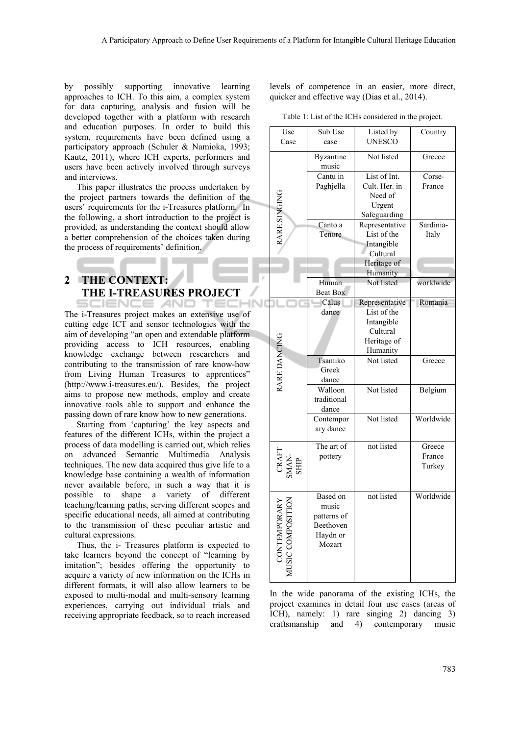by possibly supporting innovative learning approaches to ICH. To this aim, a complex system for data capturing, analysis and fusion will be developed together with a platform with research and education purposes. In order to build this system, requirements have been defined using a participatory approach (Schuler & Namioka, 1993; Kautz, 2011), where ICH experts, performers and users have been actively involved through surveys and interviews.

This paper illustrates the process undertaken by the project partners towards the definition of the users' requirements for the i-Treasures platform. In the following, a short introduction to the project is provided, as understanding the context should allow a better comprehension of the choices taken during the process of requirements' definition.

## 2 THE CONTEXT: THE I-TREASURES PROJECT

The i-Treasures project makes an extensive use of cutting edge ICT and sensor technologies with the aim of developing "an open and extendable platform providing access to ICH resources, enabling knowledge exchange between researchers and contributing to the transmission of rare know-how from Living Human Treasures to apprentices" (http://www.i-treasures.eu/). Besides, the project aims to propose new methods, employ and create innovative tools able to support and enhance the passing down of rare know how to new generations.

Starting from 'capturing' the key aspects and features of the different ICHs, within the project a process of data modelling is carried out, which relies on advanced Semantic Multimedia Analysis techniques. The new data acquired thus give life to a knowledge base containing a wealth of information never available before, in such a way that it is possible to shape a variety of different teaching/learning paths, serving different scopes and specific educational needs, all aimed at contributing to the transmission of these peculiar artistic and cultural expressions.

Thus, the i- Treasures platform is expected to take learners beyond the concept of "learning by imitation"; besides offering the opportunity to acquire a variety of new information on the ICHs in different formats, it will also allow learners to be exposed to multi-modal and multi-sensory learning experiences, carrying out individual trials and receiving appropriate feedback, so to reach increased levels of competence in an easier, more direct, quicker and effective way (Dias et al., 2014).

Table 1: List of the ICHs considered in the project.

| Use Case | Sub Use case | Listed by UNESCO | Country |
|---|---|---|---|
| RARE SINGING | Byzantine music | Not listed | Greece |
| | Cantu in Paghjella | List of Int. Cult. Her. in Need of Urgent Safeguarding | Corse-France |
| | Canto a Tenore | Representative List of the Intangible Cultural Heritage of Humanity | Sardinia-Italy |
| | Human Beat Box | Not listed | worldwide |
| RARE DANCING | Căluș dance | Representative List of the Intangible Cultural Heritage of Humanity | Romania |
| | Tsamiko Greek dance | Not listed | Greece |
| | Walloon traditional dance | Not listed | Belgium |
| | Contemporary dance | Not listed | Worldwide |
| CRAFTSMANSHIP | The art of pottery | not listed | Greece France Turkey |
| CONTEMPORARY MUSIC COMPOSITION | Based on music patterns of Beethoven Haydn or Mozart | not listed | Worldwide |

In the wide panorama of the existing ICHs, the project examines in detail four use cases (areas of ICH), namely: 1) rare singing 2) dancing 3) craftsmanship and 4) contemporary music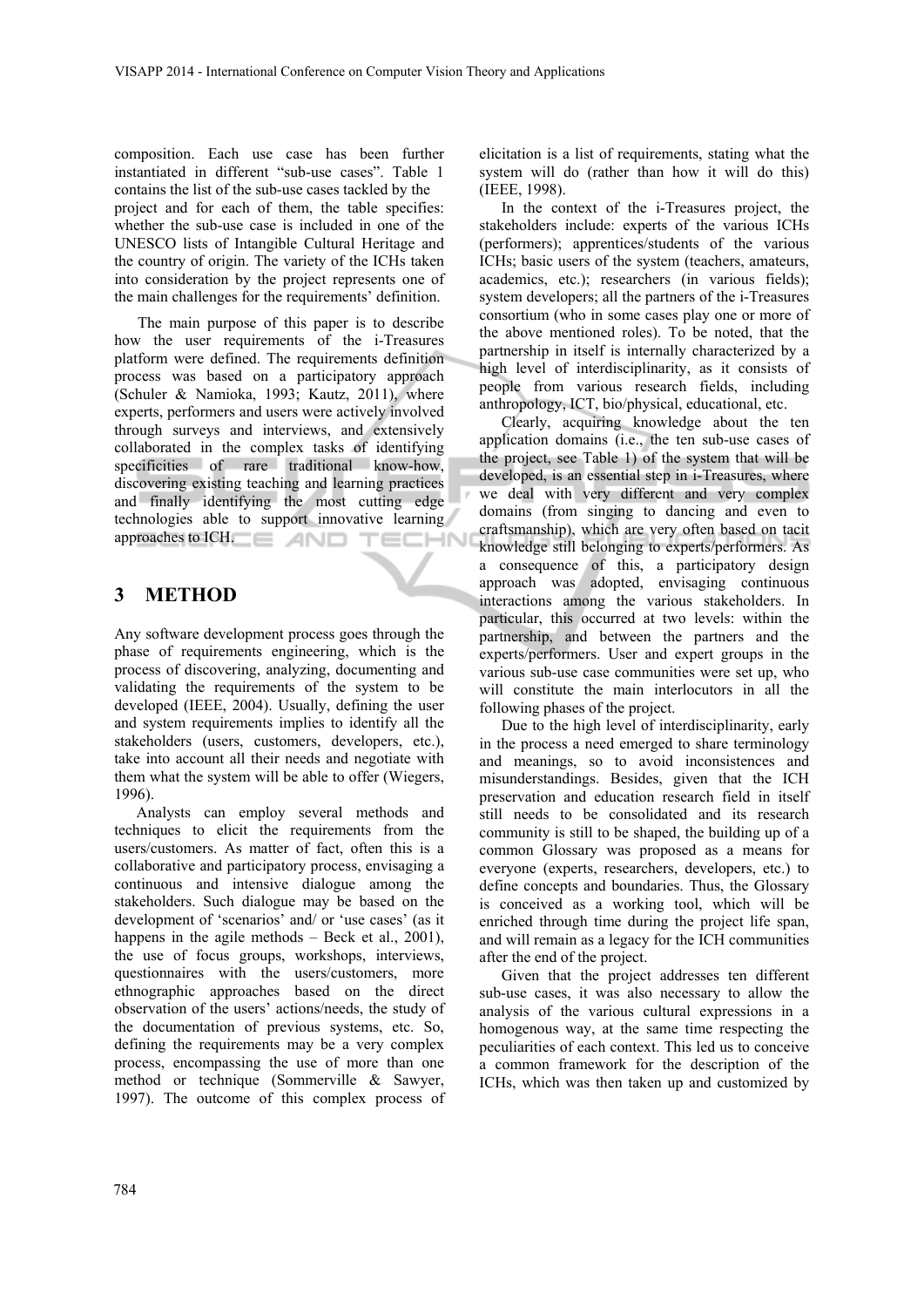composition. Each use case has been further instantiated in different "sub-use cases". Table 1 contains the list of the sub-use cases tackled by the project and for each of them, the table specifies: whether the sub-use case is included in one of the UNESCO lists of Intangible Cultural Heritage and the country of origin. The variety of the ICHs taken into consideration by the project represents one of the main challenges for the requirements' definition.

The main purpose of this paper is to describe how the user requirements of the i-Treasures platform were defined. The requirements definition process was based on a participatory approach (Schuler & Namioka, 1993; Kautz, 2011), where experts, performers and users were actively involved through surveys and interviews, and extensively collaborated in the complex tasks of identifying specificities of rare traditional know-how, discovering existing teaching and learning practices and finally identifying the most cutting edge technologies able to support innovative learning approaches to ICH.

## 3 METHOD

Any software development process goes through the phase of requirements engineering, which is the process of discovering, analyzing, documenting and validating the requirements of the system to be developed (IEEE, 2004). Usually, defining the user and system requirements implies to identify all the stakeholders (users, customers, developers, etc.), take into account all their needs and negotiate with them what the system will be able to offer (Wiegers, 1996).

Analysts can employ several methods and techniques to elicit the requirements from the users/customers. As matter of fact, often this is a collaborative and participatory process, envisaging a continuous and intensive dialogue among the stakeholders. Such dialogue may be based on the development of 'scenarios' and/ or 'use cases' (as it happens in the agile methods – Beck et al., 2001), the use of focus groups, workshops, interviews, questionnaires with the users/customers, more ethnographic approaches based on the direct observation of the users' actions/needs, the study of the documentation of previous systems, etc. So, defining the requirements may be a very complex process, encompassing the use of more than one method or technique (Sommerville & Sawyer, 1997). The outcome of this complex process of elicitation is a list of requirements, stating what the system will do (rather than how it will do this) (IEEE, 1998).

In the context of the i-Treasures project, the stakeholders include: experts of the various ICHs (performers); apprentices/students of the various ICHs; basic users of the system (teachers, amateurs, academics, etc.); researchers (in various fields); system developers; all the partners of the i-Treasures consortium (who in some cases play one or more of the above mentioned roles). To be noted, that the partnership in itself is internally characterized by a high level of interdisciplinarity, as it consists of people from various research fields, including anthropology, ICT, bio/physical, educational, etc.

Clearly, acquiring knowledge about the ten application domains (i.e., the ten sub-use cases of the project, see Table 1) of the system that will be developed, is an essential step in i-Treasures, where we deal with very different and very complex domains (from singing to dancing and even to craftsmanship), which are very often based on tacit knowledge still belonging to experts/performers. As a consequence of this, a participatory design approach was adopted, envisaging continuous interactions among the various stakeholders. In particular, this occurred at two levels: within the partnership, and between the partners and the experts/performers. User and expert groups in the various sub-use case communities were set up, who will constitute the main interlocutors in all the following phases of the project.

Due to the high level of interdisciplinarity, early in the process a need emerged to share terminology and meanings, so to avoid inconsistences and misunderstandings. Besides, given that the ICH preservation and education research field in itself still needs to be consolidated and its research community is still to be shaped, the building up of a common Glossary was proposed as a means for everyone (experts, researchers, developers, etc.) to define concepts and boundaries. Thus, the Glossary is conceived as a working tool, which will be enriched through time during the project life span, and will remain as a legacy for the ICH communities after the end of the project.

Given that the project addresses ten different sub-use cases, it was also necessary to allow the analysis of the various cultural expressions in a homogenous way, at the same time respecting the peculiarities of each context. This led us to conceive a common framework for the description of the ICHs, which was then taken up and customized by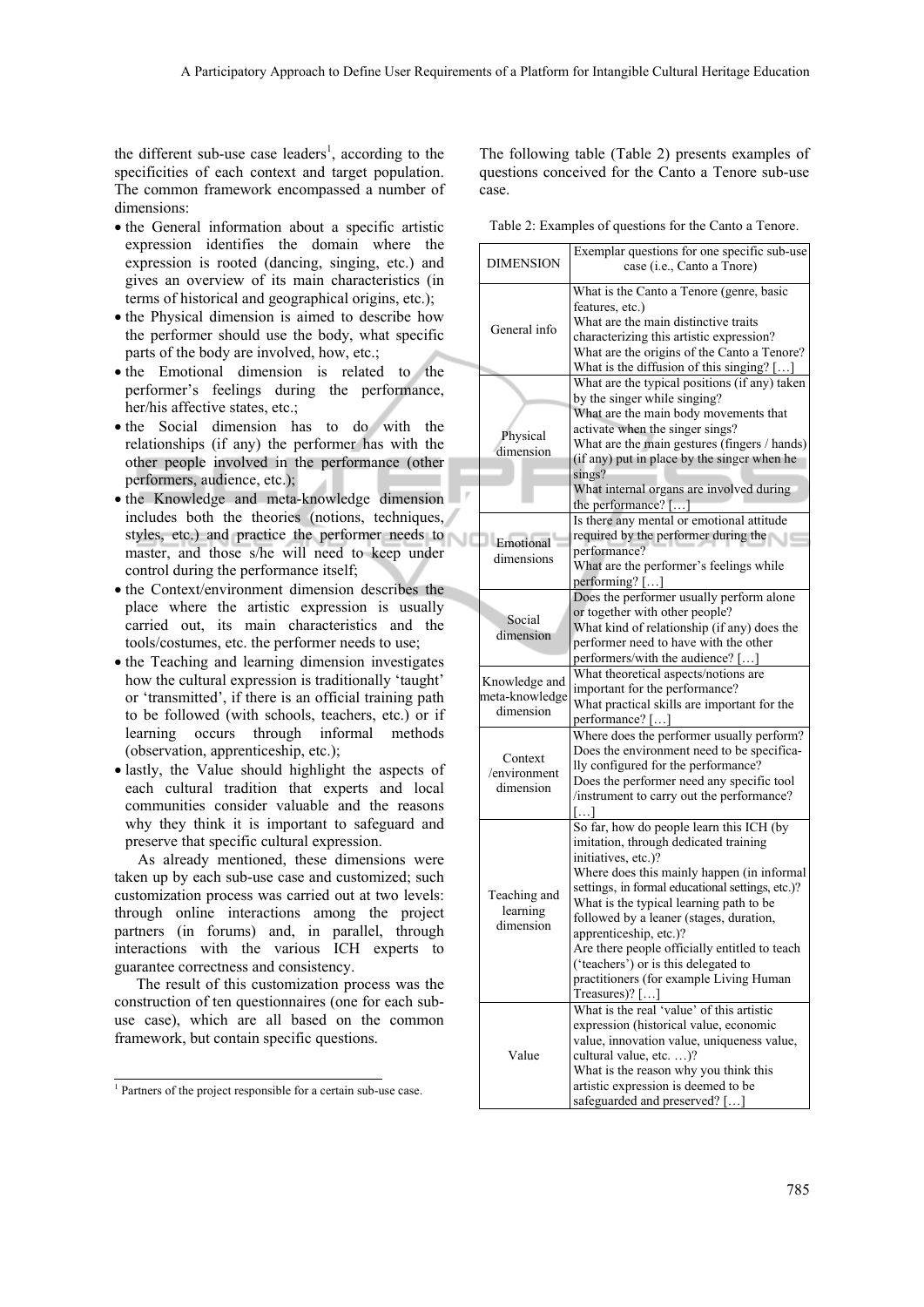the different sub-use case leaders[1], according to the specificities of each context and target population. The common framework encompassed a number of dimensions:

- the General information about a specific artistic expression identifies the domain where the expression is rooted (dancing, singing, etc.) and gives an overview of its main characteristics (in terms of historical and geographical origins, etc.);
- the Physical dimension is aimed to describe how the performer should use the body, what specific parts of the body are involved, how, etc.;
- the Emotional dimension is related to the performer's feelings during the performance, her/his affective states, etc.;
- the Social dimension has to do with the relationships (if any) the performer has with the other people involved in the performance (other performers, audience, etc.);
- the Knowledge and meta-knowledge dimension includes both the theories (notions, techniques, styles, etc.) and practice the performer needs to master, and those s/he will need to keep under control during the performance itself;
- the Context/environment dimension describes the place where the artistic expression is usually carried out, its main characteristics and the tools/costumes, etc. the performer needs to use;
- the Teaching and learning dimension investigates how the cultural expression is traditionally 'taught' or 'transmitted', if there is an official training path to be followed (with schools, teachers, etc.) or if learning occurs through informal methods (observation, apprenticeship, etc.);
- lastly, the Value should highlight the aspects of each cultural tradition that experts and local communities consider valuable and the reasons why they think it is important to safeguard and preserve that specific cultural expression.

As already mentioned, these dimensions were taken up by each sub-use case and customized; such customization process was carried out at two levels: through online interactions among the project partners (in forums) and, in parallel, through interactions with the various ICH experts to guarantee correctness and consistency.

The result of this customization process was the construction of ten questionnaires (one for each sub-use case), which are all based on the common framework, but contain specific questions.

[1] Partners of the project responsible for a certain sub-use case.

The following table (Table 2) presents examples of questions conceived for the Canto a Tenore sub-use case.

Table 2: Examples of questions for the Canto a Tenore.

| DIMENSION | Exemplar questions for one specific sub-use case (i.e., Canto a Tnore) |
|---|---|
| General info | What is the Canto a Tenore (genre, basic features, etc.)<br>What are the main distinctive traits characterizing this artistic expression?<br>What are the origins of the Canto a Tenore?<br>What is the diffusion of this singing? […] |
| Physical dimension | What are the typical positions (if any) taken by the singer while singing?<br>What are the main body movements that activate when the singer sings?<br>What are the main gestures (fingers / hands) (if any) put in place by the singer when he sings?<br>What internal organs are involved during the performance? […] |
| Emotional dimensions | Is there any mental or emotional attitude required by the performer during the performance?<br>What are the performer's feelings while performing? […] |
| Social dimension | Does the performer usually perform alone or together with other people?<br>What kind of relationship (if any) does the performer need to have with the other performers/with the audience? […] |
| Knowledge and meta-knowledge dimension | What theoretical aspects/notions are important for the performance?<br>What practical skills are important for the performance? […] |
| Context /environment dimension | Where does the performer usually perform?<br>Does the environment need to be specifica-lly configured for the performance?<br>Does the performer need any specific tool /instrument to carry out the performance? […] |
| Teaching and learning dimension | So far, how do people learn this ICH (by imitation, through dedicated training initiatives, etc.)?<br>Where does this mainly happen (in informal settings, in formal educational settings, etc.)?<br>What is the typical learning path to be followed by a leaner (stages, duration, apprenticeship, etc.)?<br>Are there people officially entitled to teach ('teachers') or is this delegated to practitioners (for example Living Human Treasures)? […] |
| Value | What is the real 'value' of this artistic expression (historical value, economic value, innovation value, uniqueness value, cultural value, etc. …)?<br>What is the reason why you think this artistic expression is deemed to be safeguarded and preserved? […] |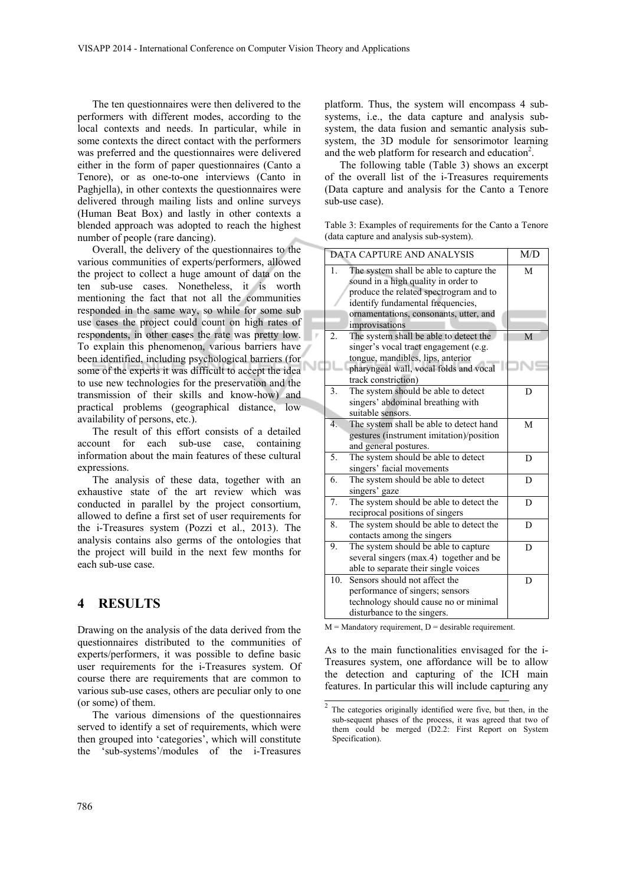The ten questionnaires were then delivered to the performers with different modes, according to the local contexts and needs. In particular, while in some contexts the direct contact with the performers was preferred and the questionnaires were delivered either in the form of paper questionnaires (Canto a Tenore), or as one-to-one interviews (Canto in Paghjella), in other contexts the questionnaires were delivered through mailing lists and online surveys (Human Beat Box) and lastly in other contexts a blended approach was adopted to reach the highest number of people (rare dancing).

Overall, the delivery of the questionnaires to the various communities of experts/performers, allowed the project to collect a huge amount of data on the ten sub-use cases. Nonetheless, it is worth mentioning the fact that not all the communities responded in the same way, so while for some sub use cases the project could count on high rates of respondents, in other cases the rate was pretty low. To explain this phenomenon, various barriers have been identified, including psychological barriers (for some of the experts it was difficult to accept the idea to use new technologies for the preservation and the transmission of their skills and know-how) and practical problems (geographical distance, low availability of persons, etc.).

The result of this effort consists of a detailed account for each sub-use case, containing information about the main features of these cultural expressions.

The analysis of these data, together with an exhaustive state of the art review which was conducted in parallel by the project consortium, allowed to define a first set of user requirements for the i-Treasures system (Pozzi et al., 2013). The analysis contains also germs of the ontologies that the project will build in the next few months for each sub-use case.

## 4 RESULTS

Drawing on the analysis of the data derived from the questionnaires distributed to the communities of experts/performers, it was possible to define basic user requirements for the i-Treasures system. Of course there are requirements that are common to various sub-use cases, others are peculiar only to one (or some) of them.

The various dimensions of the questionnaires served to identify a set of requirements, which were then grouped into 'categories', which will constitute the 'sub-systems'/modules of the i-Treasures platform. Thus, the system will encompass 4 sub-systems, i.e., the data capture and analysis sub-system, the data fusion and semantic analysis sub-system, the 3D module for sensorimotor learning and the web platform for research and education[2].

The following table (Table 3) shows an excerpt of the overall list of the i-Treasures requirements (Data capture and analysis for the Canto a Tenore sub-use case).

Table 3: Examples of requirements for the Canto a Tenore (data capture and analysis sub-system).

| | DATA CAPTURE AND ANALYSIS | M/D |
|---|---|---|
| 1. | The system shall be able to capture the sound in a high quality in order to produce the related spectrogram and to identify fundamental frequencies, ornamentations, consonants, utter, and improvisations | M |
| 2. | The system shall be able to detect the singer's vocal tract engagement (e.g. tongue, mandibles, lips, anterior pharyngeal wall, vocal folds and vocal track constriction) | M |
| 3. | The system should be able to detect singers' abdominal breathing with suitable sensors. | D |
| 4. | The system shall be able to detect hand gestures (instrument imitation)/position and general postures. | M |
| 5. | The system should be able to detect singers' facial movements | D |
| 6. | The system should be able to detect singers' gaze | D |
| 7. | The system should be able to detect the reciprocal positions of singers | D |
| 8. | The system should be able to detect the contacts among the singers | D |
| 9. | The system should be able to capture several singers (max.4) together and be able to separate their single voices | D |
| 10. | Sensors should not affect the performance of singers; sensors technology should cause no or minimal disturbance to the singers. | D |

M = Mandatory requirement, D = desirable requirement.

As to the main functionalities envisaged for the i-Treasures system, one affordance will be to allow the detection and capturing of the ICH main features. In particular this will include capturing any

[2] The categories originally identified were five, but then, in the sub-sequent phases of the process, it was agreed that two of them could be merged (D2.2: First Report on System Specification).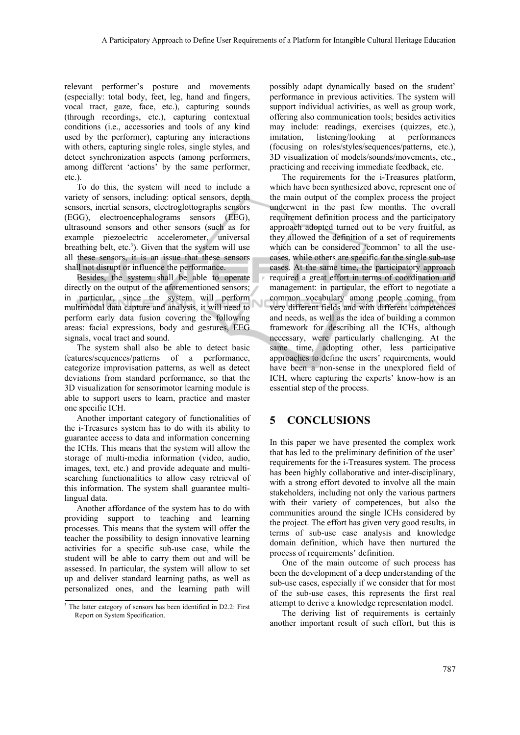relevant performer's posture and movements (especially: total body, feet, leg, hand and fingers, vocal tract, gaze, face, etc.), capturing sounds (through recordings, etc.), capturing contextual conditions (i.e., accessories and tools of any kind used by the performer), capturing any interactions with others, capturing single roles, single styles, and detect synchronization aspects (among performers, among different 'actions' by the same performer, etc.).

To do this, the system will need to include a variety of sensors, including: optical sensors, depth sensors, inertial sensors, electroglottographs sensors (EGG), electroencephalograms sensors (EEG), ultrasound sensors and other sensors (such as for example piezoelectric accelerometer, universal breathing belt, etc.[3]). Given that the system will use all these sensors, it is an issue that these sensors shall not disrupt or influence the performance.

Besides, the system shall be able to operate directly on the output of the aforementioned sensors; in particular, since the system will perform multimodal data capture and analysis, it will need to perform early data fusion covering the following areas: facial expressions, body and gestures, EEG signals, vocal tract and sound.

The system shall also be able to detect basic features/sequences/patterns of a performance, categorize improvisation patterns, as well as detect deviations from standard performance, so that the 3D visualization for sensorimotor learning module is able to support users to learn, practice and master one specific ICH.

Another important category of functionalities of the i-Treasures system has to do with its ability to guarantee access to data and information concerning the ICHs. This means that the system will allow the storage of multi-media information (video, audio, images, text, etc.) and provide adequate and multi-searching functionalities to allow easy retrieval of this information. The system shall guarantee multi-lingual data.

Another affordance of the system has to do with providing support to teaching and learning processes. This means that the system will offer the teacher the possibility to design innovative learning activities for a specific sub-use case, while the student will be able to carry them out and will be assessed. In particular, the system will allow to set up and deliver standard learning paths, as well as personalized ones, and the learning path will possibly adapt dynamically based on the student' performance in previous activities. The system will support individual activities, as well as group work, offering also communication tools; besides activities may include: readings, exercises (quizzes, etc.), imitation, listening/looking at performances (focusing on roles/styles/sequences/patterns, etc.), 3D visualization of models/sounds/movements, etc., practicing and receiving immediate feedback, etc.

The requirements for the i-Treasures platform, which have been synthesized above, represent one of the main output of the complex process the project underwent in the past few months. The overall requirement definition process and the participatory approach adopted turned out to be very fruitful, as they allowed the definition of a set of requirements which can be considered 'common' to all the use-cases, while others are specific for the single sub-use cases. At the same time, the participatory approach required a great effort in terms of coordination and management: in particular, the effort to negotiate a common vocabulary among people coming from very different fields and with different competences and needs, as well as the idea of building a common framework for describing all the ICHs, although necessary, were particularly challenging. At the same time, adopting other, less participative approaches to define the users' requirements, would have been a non-sense in the unexplored field of ICH, where capturing the experts' know-how is an essential step of the process.

## 5 CONCLUSIONS

In this paper we have presented the complex work that has led to the preliminary definition of the user' requirements for the i-Treasures system. The process has been highly collaborative and inter-disciplinary, with a strong effort devoted to involve all the main stakeholders, including not only the various partners with their variety of competences, but also the communities around the single ICHs considered by the project. The effort has given very good results, in terms of sub-use case analysis and knowledge domain definition, which have then nurtured the process of requirements' definition.

One of the main outcome of such process has been the development of a deep understanding of the sub-use cases, especially if we consider that for most of the sub-use cases, this represents the first real attempt to derive a knowledge representation model.

The deriving list of requirements is certainly another important result of such effort, but this is

[3] The latter category of sensors has been identified in D2.2: First Report on System Specification.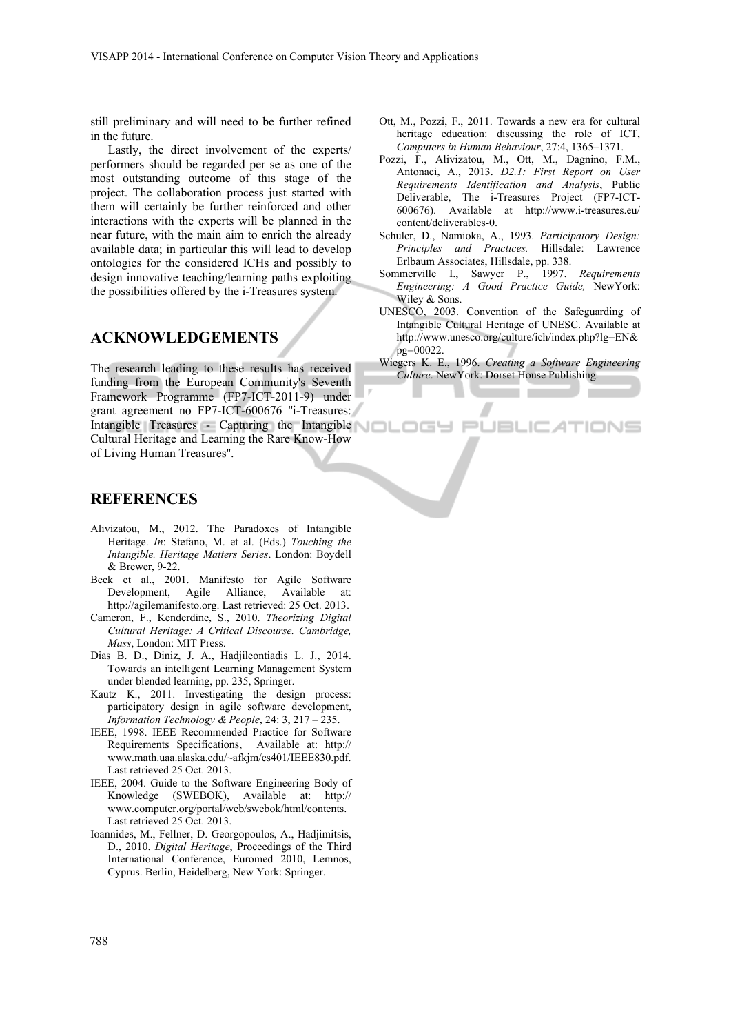still preliminary and will need to be further refined in the future.

Lastly, the direct involvement of the experts/ performers should be regarded per se as one of the most outstanding outcome of this stage of the project. The collaboration process just started with them will certainly be further reinforced and other interactions with the experts will be planned in the near future, with the main aim to enrich the already available data; in particular this will lead to develop ontologies for the considered ICHs and possibly to design innovative teaching/learning paths exploiting the possibilities offered by the i-Treasures system.

## ACKNOWLEDGEMENTS

The research leading to these results has received funding from the European Community's Seventh Framework Programme (FP7-ICT-2011-9) under grant agreement no FP7-ICT-600676 "i-Treasures: Intangible Treasures - Capturing the Intangible Cultural Heritage and Learning the Rare Know-How of Living Human Treasures".

## REFERENCES

Alivizatou, M., 2012. The Paradoxes of Intangible Heritage. *In*: Stefano, M. et al. (Eds.) *Touching the Intangible. Heritage Matters Series*. London: Boydell & Brewer, 9-22.

Beck et al., 2001. Manifesto for Agile Software Development, Agile Alliance, Available at: http://agilemanifesto.org. Last retrieved: 25 Oct. 2013.

Cameron, F., Kenderdine, S., 2010. *Theorizing Digital Cultural Heritage: A Critical Discourse. Cambridge, Mass*, London: MIT Press.

Dias B. D., Diniz, J. A., Hadjileontiadis L. J., 2014. Towards an intelligent Learning Management System under blended learning, pp. 235, Springer.

Kautz K., 2011. Investigating the design process: participatory design in agile software development, *Information Technology & People*, 24: 3, 217 – 235.

IEEE, 1998. IEEE Recommended Practice for Software Requirements Specifications, Available at: http://www.math.uaa.alaska.edu/~afkjm/cs401/IEEE830.pdf. Last retrieved 25 Oct. 2013.

IEEE, 2004. Guide to the Software Engineering Body of Knowledge (SWEBOK), Available at: http://www.computer.org/portal/web/swebok/html/contents. Last retrieved 25 Oct. 2013.

Ioannides, M., Fellner, D. Georgopoulos, A., Hadjimitsis, D., 2010. *Digital Heritage*, Proceedings of the Third International Conference, Euromed 2010, Lemnos, Cyprus. Berlin, Heidelberg, New York: Springer.

Ott, M., Pozzi, F., 2011. Towards a new era for cultural heritage education: discussing the role of ICT, *Computers in Human Behaviour*, 27:4, 1365–1371.

Pozzi, F., Alivizatou, M., Ott, M., Dagnino, F.M., Antonaci, A., 2013. *D2.1: First Report on User Requirements Identification and Analysis*, Public Deliverable, The i-Treasures Project (FP7-ICT-600676). Available at http://www.i-treasures.eu/content/deliverables-0.

Schuler, D., Namioka, A., 1993. *Participatory Design: Principles and Practices.* Hillsdale: Lawrence Erlbaum Associates, Hillsdale, pp. 338.

Sommerville I., Sawyer P., 1997. *Requirements Engineering: A Good Practice Guide,* NewYork: Wiley & Sons.

UNESCO, 2003. Convention of the Safeguarding of Intangible Cultural Heritage of UNESC. Available at http://www.unesco.org/culture/ich/index.php?lg=EN&pg=00022.

Wiegers K. E., 1996. *Creating a Software Engineering Culture*. NewYork: Dorset House Publishing.